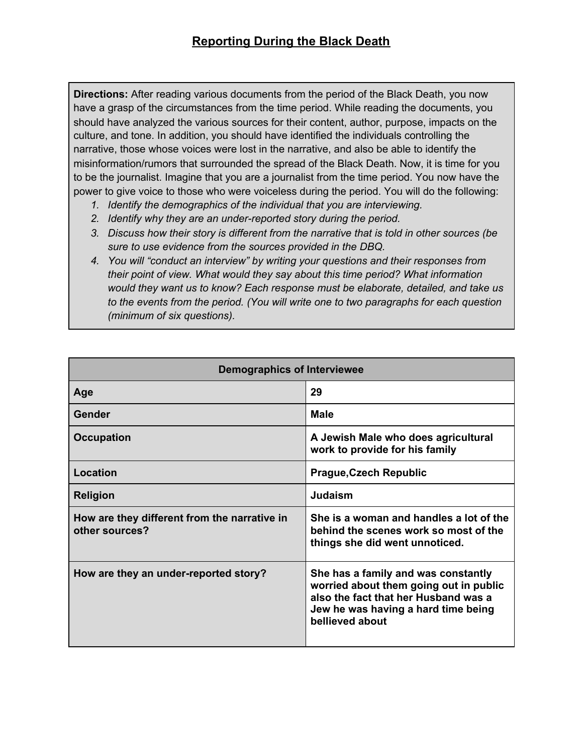# Reporting During the Black Death

**Directions:** After reading various documents from the period of the Black Death, you now have a grasp of the circumstances from the time period. While reading the documents, you should have analyzed the various sources for their content, author, purpose, impacts on the culture, and tone. In addition, you should have identified the individuals controlling the narrative, those whose voices were lost in the narrative, and also be able to identify the misinformation/rumors that surrounded the spread of the Black Death. Now, it is time for you to be the journalist. Imagine that you are a journalist from the time period. You now have the power to give voice to those who were voiceless during the period. You will do the following:

1. *Identify the demographics of the individual that you are interviewing.*
2. *Identify why they are an under-reported story during the period.*
3. *Discuss how their story is different from the narrative that is told in other sources (be sure to use evidence from the sources provided in the DBQ.*
4. *You will "conduct an interview" by writing your questions and their responses from their point of view. What would they say about this time period? What information would they want us to know? Each response must be elaborate, detailed, and take us to the events from the period. (You will write one to two paragraphs for each question (minimum of six questions).*

| Demographics of Interviewee | |
|---|---|
| Age | **29** |
| Gender | **Male** |
| Occupation | **A Jewish Male who does agricultural work to provide for his family** |
| Location | **Prague,Czech Republic** |
| Religion | **Judaism** |
| How are they different from the narrative in other sources? | **She is a woman and handles a lot of the behind the scenes work so most of the things she did went unnoticed.** |
| How are they an under-reported story? | **She has a family and was constantly worried about them going out in public also the fact that her Husband was a Jew he was having a hard time being bellieved about** |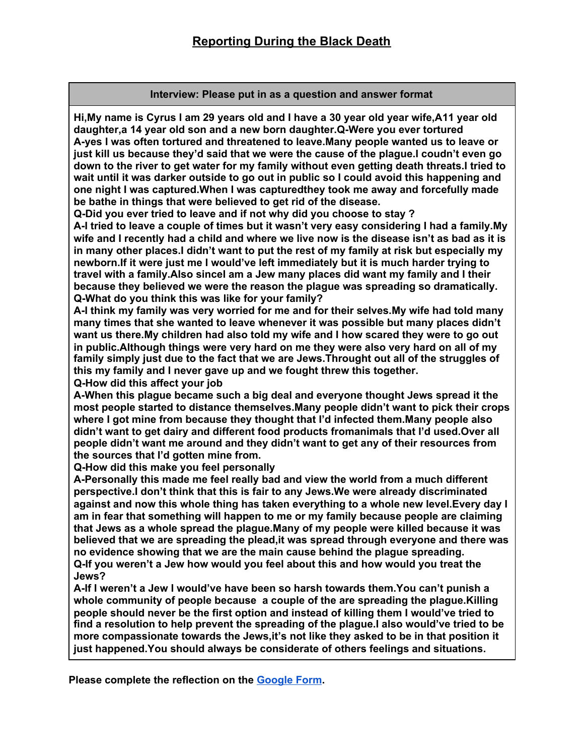# Reporting During the Black Death

| Interview: Please put in as a question and answer format |
|---|
| **Hi,My name is Cyrus I am 29 years old and I have a 30 year old year wife,A11 year old daughter,a 14 year old son and a new born daughter.Q-Were you ever tortured**<br>**A-yes I was often tortured and threatened to leave.Many people wanted us to leave or just kill us because they'd said that we were the cause of the plague.I coudn't even go down to the river to get water for my family without even getting death threats.I tried to wait until it was darker outside to go out in public so I could avoid this happening and one night I was captured.When I was capturedthey took me away and forcefully made be bathe in things that were believed to get rid of the disease.**<br>**Q-Did you ever tried to leave and if not why did you choose to stay ?**<br>**A-I tried to leave a couple of times but it wasn't very easy considering I had a family.My wife and I recently had a child and where we live now is the disease isn't as bad as it is in many other places.I didn't want to put the rest of my family at risk but especially my newborn.If it were just me I would've left immediately but it is much harder trying to travel with a family.Also sinceI am a Jew many places did want my family and I their because they believed we were the reason the plague was spreading so dramatically.**<br>**Q-What do you think this was like for your family?**<br>**A-I think my family was very worried for me and for their selves.My wife had told many many times that she wanted to leave whenever it was possible but many places didn't want us there.My children had also told my wife and I how scared they were to go out in public.Although things were very hard on me they were also very hard on all of my family simply just due to the fact that we are Jews.Throught out all of the struggles of this my family and I never gave up and we fought threw this together.**<br>**Q-How did this affect your job**<br>**A-When this plague became such a big deal and everyone thought Jews spread it the most people started to distance themselves.Many people didn't want to pick their crops where I got mine from because they thought that I'd infected them.Many people also didn't want to get dairy and different food products fromanimals that I'd used.Over all people didn't want me around and they didn't want to get any of their resources from the sources that I'd gotten mine from.**<br>**Q-How did this make you feel personally**<br>**A-Personally this made me feel really bad and view the world from a much different perspective.I don't think that this is fair to any Jews.We were already discriminated against and now this whole thing has taken everything to a whole new level.Every day I am in fear that something will happen to me or my family because people are claiming that Jews as a whole spread the plague.Many of my people were killed because it was believed that we are spreading the plead,it was spread through everyone and there was no evidence showing that we are the main cause behind the plague spreading.**<br>**Q-If you weren't a Jew how would you feel about this and how would you treat the Jews?**<br>**A-If I weren't a Jew I would've have been so harsh towards them.You can't punish a whole community of people because a couple of the are spreading the plague.Killing people should never be the first option and instead of killing them I would've tried to find a resolution to help prevent the spreading of the plague.I also would've tried to be more compassionate towards the Jews,it's not like they asked to be in that position it just happened.You should always be considerate of others feelings and situations.** |

**Please complete the reflection on the [Google Form](Google Form).**